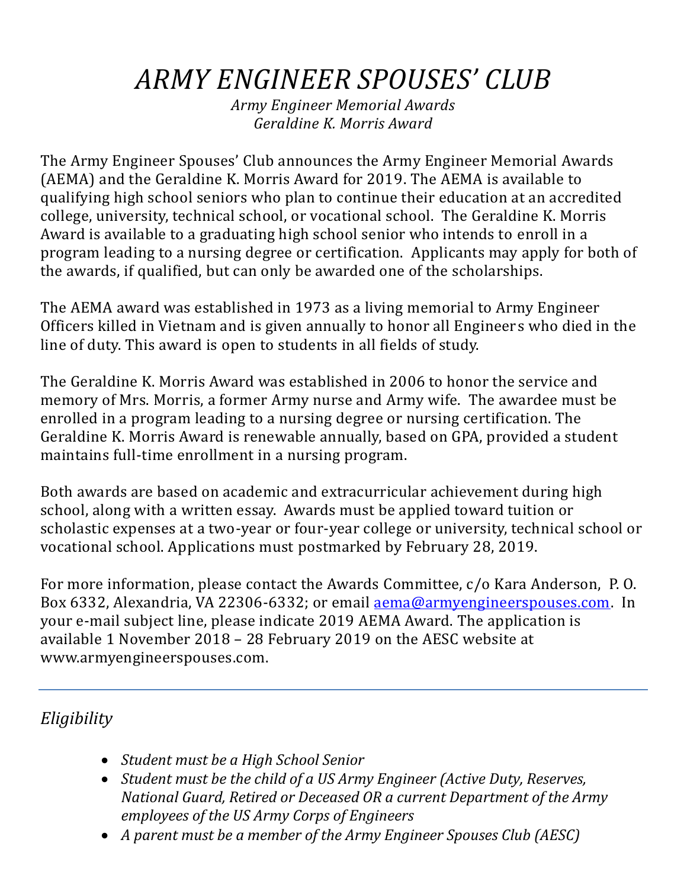# *ARMY ENGINEER SPOUSES' CLUB*

*Army Engineer Memorial Awards*
*Geraldine K. Morris Award*

The Army Engineer Spouses' Club announces the Army Engineer Memorial Awards (AEMA) and the Geraldine K. Morris Award for 2019. The AEMA is available to qualifying high school seniors who plan to continue their education at an accredited college, university, technical school, or vocational school. The Geraldine K. Morris Award is available to a graduating high school senior who intends to enroll in a program leading to a nursing degree or certification. Applicants may apply for both of the awards, if qualified, but can only be awarded one of the scholarships.

The AEMA award was established in 1973 as a living memorial to Army Engineer Officers killed in Vietnam and is given annually to honor all Engineers who died in the line of duty. This award is open to students in all fields of study.

The Geraldine K. Morris Award was established in 2006 to honor the service and memory of Mrs. Morris, a former Army nurse and Army wife. The awardee must be enrolled in a program leading to a nursing degree or nursing certification. The Geraldine K. Morris Award is renewable annually, based on GPA, provided a student maintains full-time enrollment in a nursing program.

Both awards are based on academic and extracurricular achievement during high school, along with a written essay. Awards must be applied toward tuition or scholastic expenses at a two-year or four-year college or university, technical school or vocational school. Applications must postmarked by February 28, 2019.

For more information, please contact the Awards Committee, c/o Kara Anderson, P. O. Box 6332, Alexandria, VA 22306-6332; or email aema@armyengineerspouses.com. In your e-mail subject line, please indicate 2019 AEMA Award. The application is available 1 November 2018 – 28 February 2019 on the AESC website at www.armyengineerspouses.com.

---

## *Eligibility*

- *Student must be a High School Senior*
- *Student must be the child of a US Army Engineer (Active Duty, Reserves, National Guard, Retired or Deceased OR a current Department of the Army employees of the US Army Corps of Engineers*
- *A parent must be a member of the Army Engineer Spouses Club (AESC)*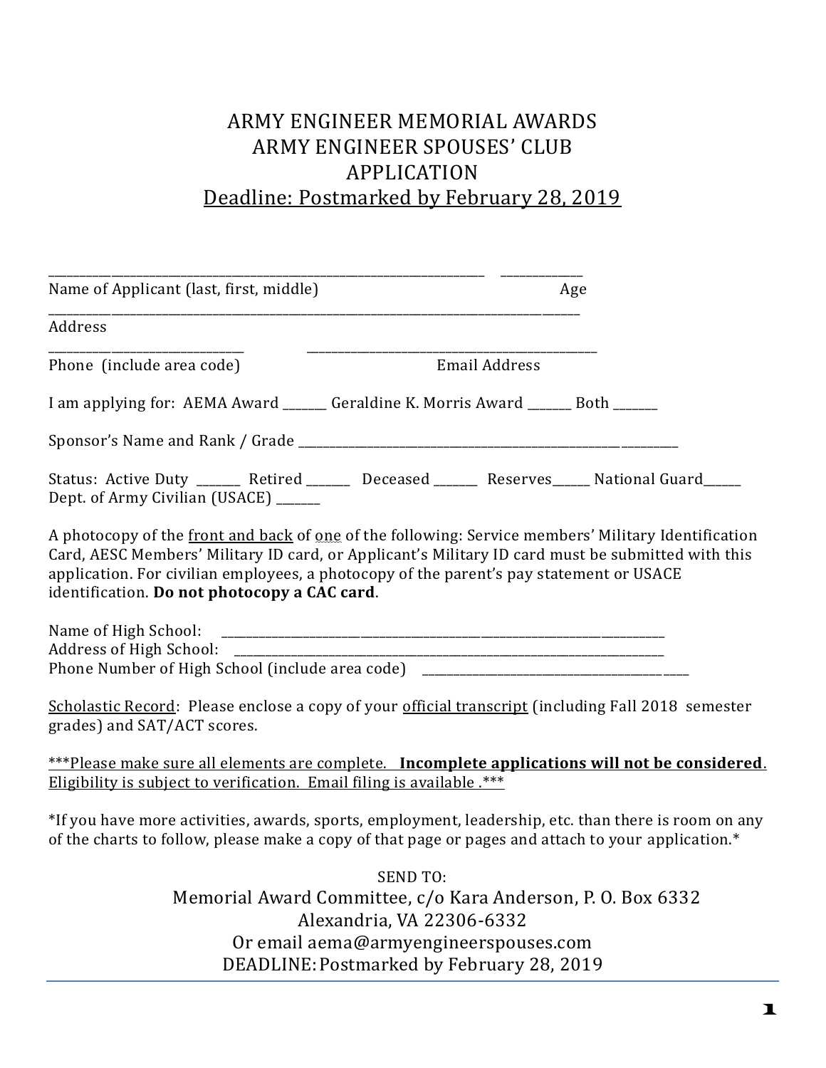# ARMY ENGINEER MEMORIAL AWARDS
# ARMY ENGINEER SPOUSES' CLUB
# APPLICATION

Deadline: Postmarked by February 28, 2019

\_\_\_\_\_\_\_\_\_\_\_\_\_\_\_\_\_\_\_\_\_\_\_\_\_\_\_\_\_\_\_\_\_\_\_\_\_\_\_\_\_\_\_\_\_\_\_\_\_\_\_\_\_\_\_\_\_\_\_\_ \_\_\_\_\_\_\_\_\_\_\_\_
Name of Applicant (last, first, middle) Age

\_\_\_\_\_\_\_\_\_\_\_\_\_\_\_\_\_\_\_\_\_\_\_\_\_\_\_\_\_\_\_\_\_\_\_\_\_\_\_\_\_\_\_\_\_\_\_\_\_\_\_\_\_\_\_\_\_\_\_\_\_\_\_\_\_\_\_\_\_\_\_\_
Address

\_\_\_\_\_\_\_\_\_\_\_\_\_\_\_\_\_\_\_\_\_\_\_\_\_\_\_\_ \_\_\_\_\_\_\_\_\_\_\_\_\_\_\_\_\_\_\_\_\_\_\_\_\_\_\_\_\_\_\_\_\_\_\_\_\_\_\_\_\_\_
Phone (include area code) Email Address

I am applying for: AEMA Award \_\_\_\_\_\_ Geraldine K. Morris Award \_\_\_\_\_\_ Both \_\_\_\_\_\_

Sponsor's Name and Rank / Grade \_\_\_\_\_\_\_\_\_\_\_\_\_\_\_\_\_\_\_\_\_\_\_\_\_\_\_\_\_\_\_\_\_\_\_\_\_\_\_\_\_\_\_\_\_\_\_\_\_\_\_\_\_\_

Status: Active Duty \_\_\_\_\_\_ Retired \_\_\_\_\_\_ Deceased \_\_\_\_\_\_ Reserves\_\_\_\_\_ National Guard\_\_\_\_\_
Dept. of Army Civilian (USACE) \_\_\_\_\_\_

A photocopy of the front and back of one of the following: Service members' Military Identification Card, AESC Members' Military ID card, or Applicant's Military ID card must be submitted with this application. For civilian employees, a photocopy of the parent's pay statement or USACE identification. **Do not photocopy a CAC card**.

Name of High School: \_\_\_\_\_\_\_\_\_\_\_\_\_\_\_\_\_\_\_\_\_\_\_\_\_\_\_\_\_\_\_\_\_\_\_\_\_\_\_\_\_\_\_\_\_\_\_\_\_\_\_\_\_\_\_\_\_\_\_\_
Address of High School: \_\_\_\_\_\_\_\_\_\_\_\_\_\_\_\_\_\_\_\_\_\_\_\_\_\_\_\_\_\_\_\_\_\_\_\_\_\_\_\_\_\_\_\_\_\_\_\_\_\_\_\_\_\_\_\_\_\_
Phone Number of High School (include area code) \_\_\_\_\_\_\_\_\_\_\_\_\_\_\_\_\_\_\_\_\_\_\_\_\_\_\_\_\_\_\_\_\_\_\_\_

Scholastic Record: Please enclose a copy of your official transcript (including Fall 2018 semester grades) and SAT/ACT scores.

***Please make sure all elements are complete. **Incomplete applications will not be considered**. Eligibility is subject to verification. Email filing is available .***

*If you have more activities, awards, sports, employment, leadership, etc. than there is room on any of the charts to follow, please make a copy of that page or pages and attach to your application.*

SEND TO:
Memorial Award Committee, c/o Kara Anderson, P. O. Box 6332
Alexandria, VA 22306-6332
Or email aema@armyengineerspouses.com
DEADLINE: Postmarked by February 28, 2019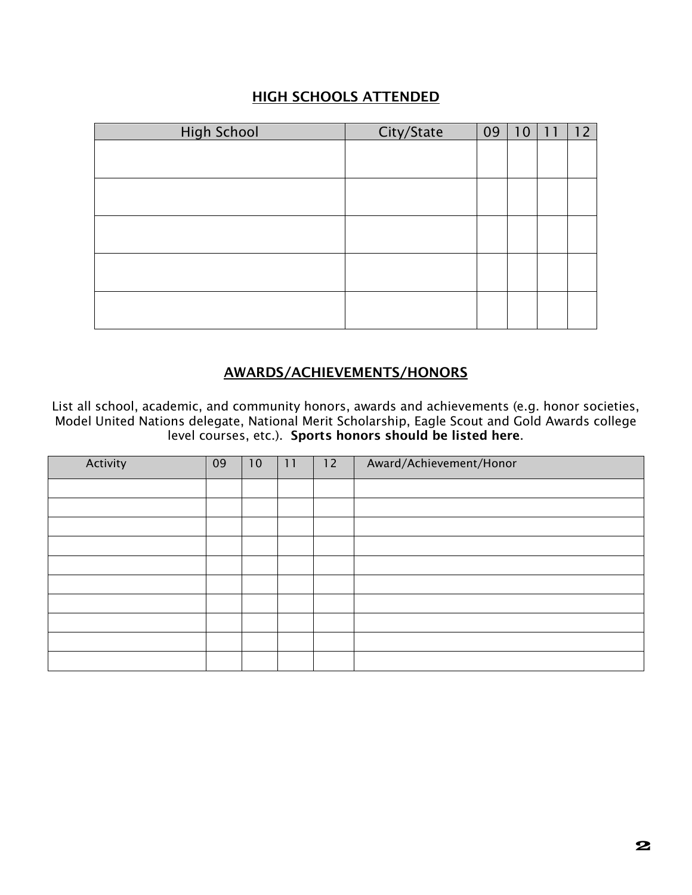## HIGH SCHOOLS ATTENDED

| High School | City/State | 09 | 10 | 11 | 12 |
|---|---|---|---|---|---|
| | | | | | |
| | | | | | |
| | | | | | |
| | | | | | |
| | | | | | |

## AWARDS/ACHIEVEMENTS/HONORS

List all school, academic, and community honors, awards and achievements (e.g. honor societies, Model United Nations delegate, National Merit Scholarship, Eagle Scout and Gold Awards college level courses, etc.). **Sports honors should be listed here**.

| Activity | 09 | 10 | 11 | 12 | Award/Achievement/Honor |
|---|---|---|---|---|---|
| | | | | | |
| | | | | | |
| | | | | | |
| | | | | | |
| | | | | | |
| | | | | | |
| | | | | | |
| | | | | | |
| | | | | | |
| | | | | | |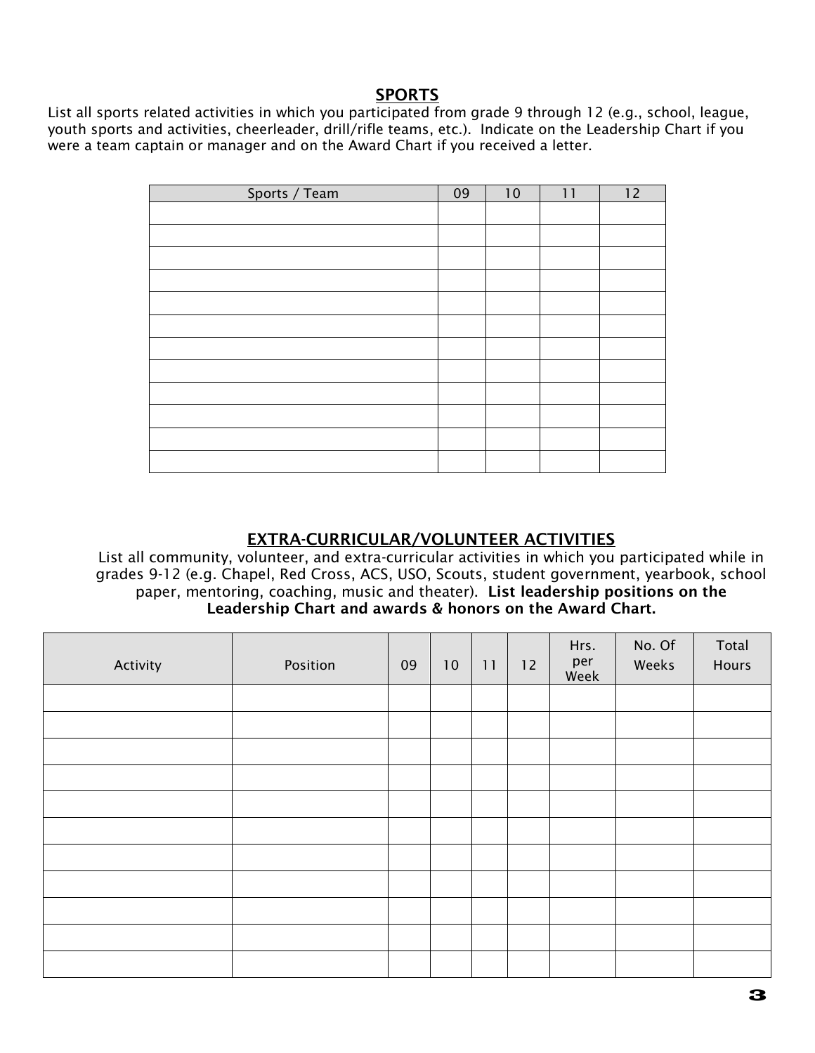## SPORTS

List all sports related activities in which you participated from grade 9 through 12 (e.g., school, league, youth sports and activities, cheerleader, drill/rifle teams, etc.). Indicate on the Leadership Chart if you were a team captain or manager and on the Award Chart if you received a letter.

| Sports / Team | 09 | 10 | 11 | 12 |
|---|---|---|---|---|
| | | | | |
| | | | | |
| | | | | |
| | | | | |
| | | | | |
| | | | | |
| | | | | |
| | | | | |
| | | | | |
| | | | | |
| | | | | |
| | | | | |

## EXTRA-CURRICULAR/VOLUNTEER ACTIVITIES

List all community, volunteer, and extra-curricular activities in which you participated while in grades 9-12 (e.g. Chapel, Red Cross, ACS, USO, Scouts, student government, yearbook, school paper, mentoring, coaching, music and theater). **List leadership positions on the Leadership Chart and awards & honors on the Award Chart.**

| Activity | Position | 09 | 10 | 11 | 12 | Hrs. per Week | No. Of Weeks | Total Hours |
|---|---|---|---|---|---|---|---|---|
| | | | | | | | | |
| | | | | | | | | |
| | | | | | | | | |
| | | | | | | | | |
| | | | | | | | | |
| | | | | | | | | |
| | | | | | | | | |
| | | | | | | | | |
| | | | | | | | | |
| | | | | | | | | |
| | | | | | | | | |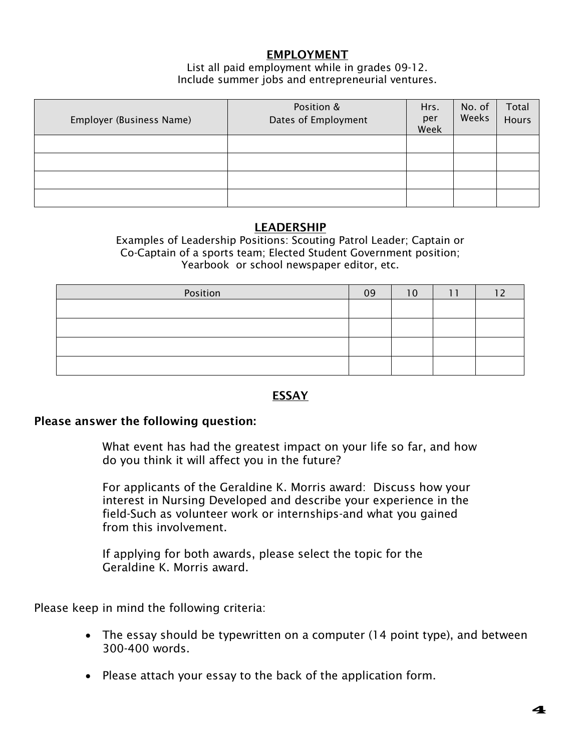## EMPLOYMENT

List all paid employment while in grades 09-12.
Include summer jobs and entrepreneurial ventures.

| Employer (Business Name) | Position & Dates of Employment | Hrs. per Week | No. of Weeks | Total Hours |
|---|---|---|---|---|
| | | | | |
| | | | | |
| | | | | |
| | | | | |

## LEADERSHIP

Examples of Leadership Positions: Scouting Patrol Leader; Captain or Co-Captain of a sports team; Elected Student Government position; Yearbook or school newspaper editor, etc.

| Position | 09 | 10 | 11 | 12 |
|---|---|---|---|---|
| | | | | |
| | | | | |
| | | | | |
| | | | | |

## ESSAY

**Please answer the following question:**

What event has had the greatest impact on your life so far, and how do you think it will affect you in the future?

For applicants of the Geraldine K. Morris award: Discuss how your interest in Nursing Developed and describe your experience in the field-Such as volunteer work or internships-and what you gained from this involvement.

If applying for both awards, please select the topic for the Geraldine K. Morris award.

Please keep in mind the following criteria:

- The essay should be typewritten on a computer (14 point type), and between 300-400 words.
- Please attach your essay to the back of the application form.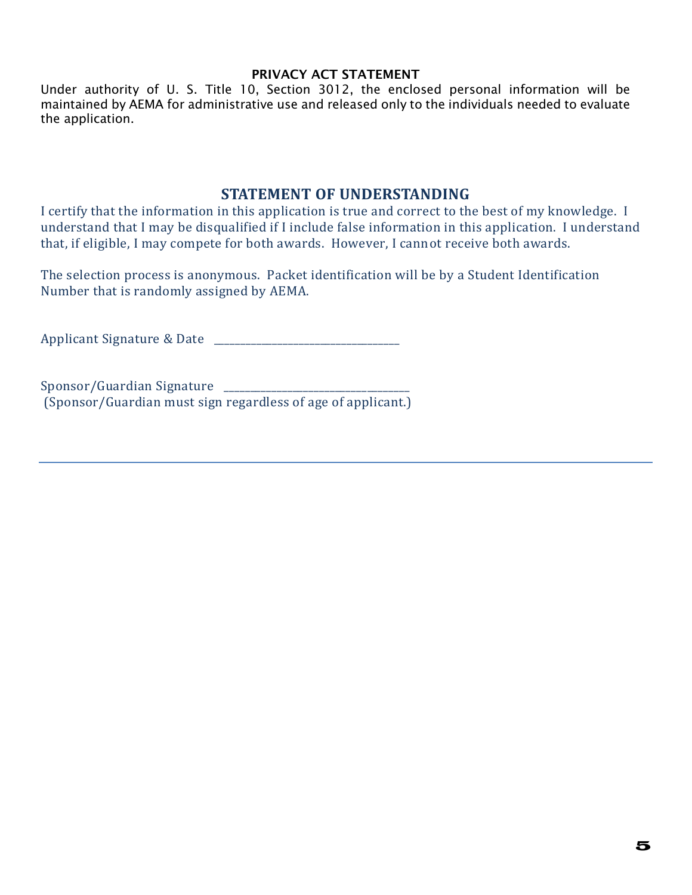**PRIVACY ACT STATEMENT**

Under authority of U. S. Title 10, Section 3012, the enclosed personal information will be maintained by AEMA for administrative use and released only to the individuals needed to evaluate the application.

## STATEMENT OF UNDERSTANDING

I certify that the information in this application is true and correct to the best of my knowledge. I understand that I may be disqualified if I include false information in this application. I understand that, if eligible, I may compete for both awards. However, I cannot receive both awards.

The selection process is anonymous. Packet identification will be by a Student Identification Number that is randomly assigned by AEMA.

Applicant Signature & Date ___________________________________

Sponsor/Guardian Signature ___________________________________
(Sponsor/Guardian must sign regardless of age of applicant.)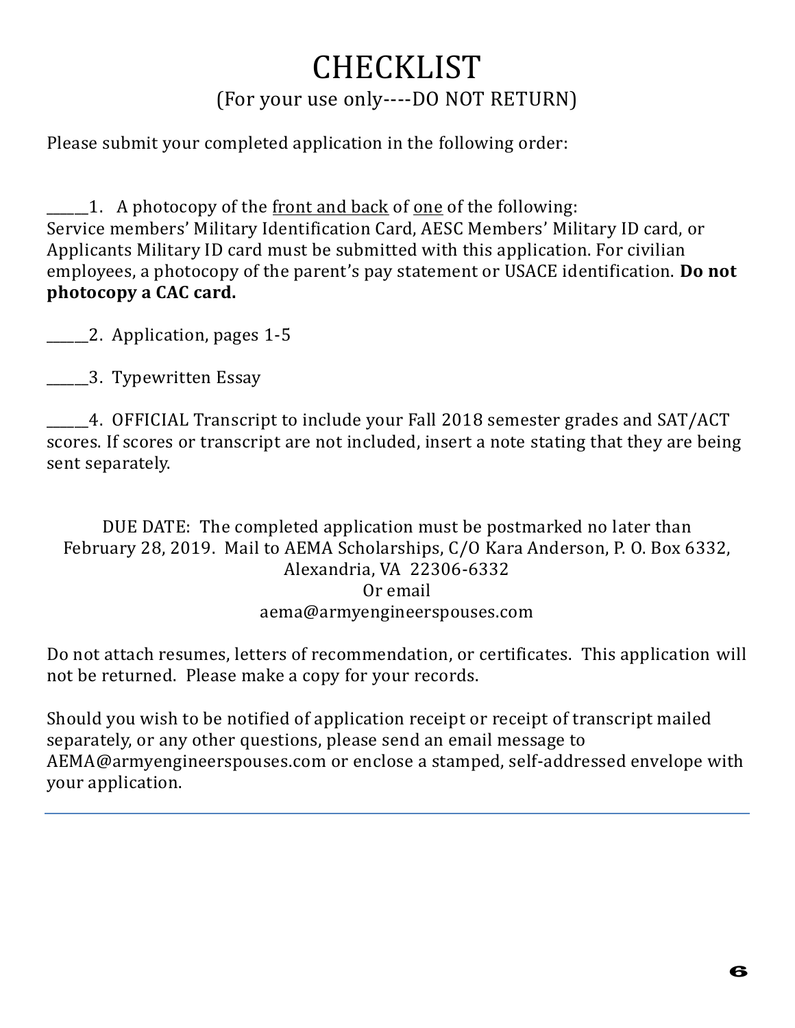# CHECKLIST

(For your use only----DO NOT RETURN)

Please submit your completed application in the following order:

\_\_\_\_\_\_1. A photocopy of the front and back of one of the following: Service members' Military Identification Card, AESC Members' Military ID card, or Applicants Military ID card must be submitted with this application. For civilian employees, a photocopy of the parent's pay statement or USACE identification. **Do not photocopy a CAC card.**

\_\_\_\_\_\_2. Application, pages 1-5

\_\_\_\_\_\_3. Typewritten Essay

\_\_\_\_\_\_4. OFFICIAL Transcript to include your Fall 2018 semester grades and SAT/ACT scores. If scores or transcript are not included, insert a note stating that they are being sent separately.

DUE DATE: The completed application must be postmarked no later than February 28, 2019. Mail to AEMA Scholarships, C/O Kara Anderson, P. O. Box 6332, Alexandria, VA 22306-6332
Or email
aema@armyengineerspouses.com

Do not attach resumes, letters of recommendation, or certificates. This application will not be returned. Please make a copy for your records.

Should you wish to be notified of application receipt or receipt of transcript mailed separately, or any other questions, please send an email message to AEMA@armyengineerspouses.com or enclose a stamped, self-addressed envelope with your application.